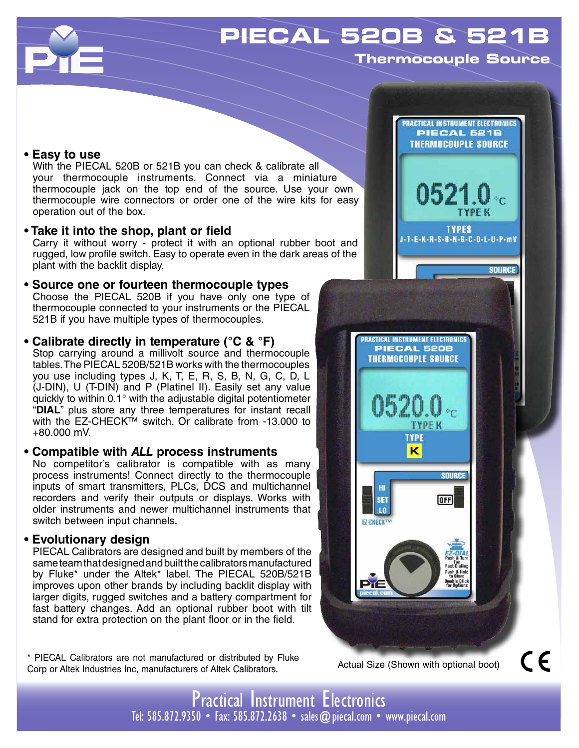# PIECAL 520B & 521B

## Thermocouple Source

- **Easy to use**
  With the PIECAL 520B or 521B you can check & calibrate all your thermocouple instruments. Connect via a miniature thermocouple jack on the top end of the source. Use your own thermocouple wire connectors or order one of the wire kits for easy operation out of the box.

- **Take it into the shop, plant or field**
  Carry it without worry - protect it with an optional rubber boot and rugged, low profile switch. Easy to operate even in the dark areas of the plant with the backlit display.

- **Source one or fourteen thermocouple types**
  Choose the PIECAL 520B if you have only one type of thermocouple connected to your instruments or the PIECAL 521B if you have multiple types of thermocouples.

- **Calibrate directly in temperature (°C & °F)**
  Stop carrying around a millivolt source and thermocouple tables. The PIECAL 520B/521B works with the thermocouples you use including types J, K, T, E, R, S, B, N, G, C, D, L (J-DIN), U (T-DIN) and P (Platinel II). Easily set any value quickly to within 0.1° with the adjustable digital potentiometer "**DIAL**" plus store any three temperatures for instant recall with the EZ-CHECK™ switch. Or calibrate from -13.000 to +80.000 mV.

- **Compatible with *ALL* process instruments**
  No competitor's calibrator is compatible with as many process instruments! Connect directly to the thermocouple inputs of smart transmitters, PLCs, DCS and multichannel recorders and verify their outputs or displays. Works with older instruments and newer multichannel instruments that switch between input channels.

- **Evolutionary design**
  PIECAL Calibrators are designed and built by members of the same team that designed and built the calibrators manufactured by Fluke* under the Altek* label. The PIECAL 520B/521B improves upon other brands by including backlit display with larger digits, rugged switches and a battery compartment for fast battery changes. Add an optional rubber boot with tilt stand for extra protection on the plant floor or in the field.

\* PIECAL Calibrators are not manufactured or distributed by Fluke Corp or Altek Industries Inc, manufacturers of Altek Calibrators.

Actual Size (Shown with optional boot)

Practical Instrument Electronics
Tel: 585.872.9350 • Fax: 585.872.2638 • sales@piecal.com • www.piecal.com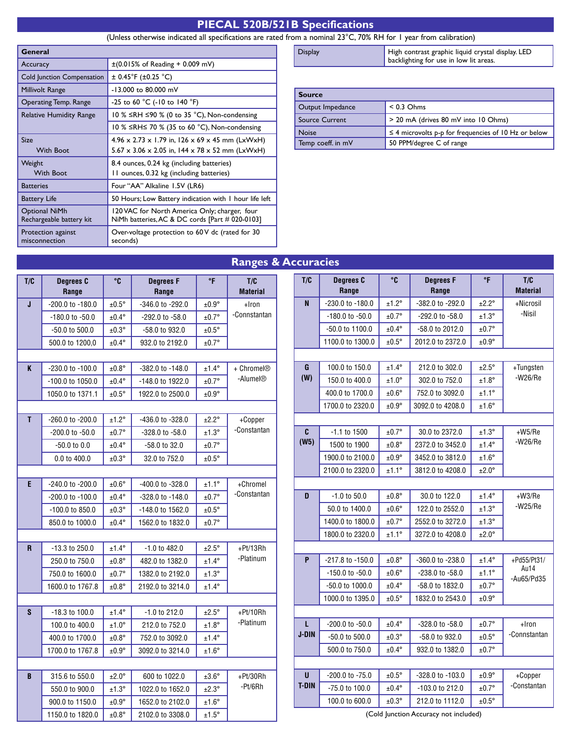# PIECAL 520B/521B Specifications

(Unless otherwise indicated all specifications are rated from a nominal 23°C, 70% RH for 1 year from calibration)

| General | |
|---|---|
| Accuracy | ±(0.015% of Reading + 0.009 mV) |
| Cold Junction Compensation | ± 0.45°F (±0.25 °C) |
| Millivolt Range | -13.000 to 80.000 mV |
| Operating Temp. Range | -25 to 60 °C (-10 to 140 °F) |
| Relative Humidity Range | 10 % ≤RH ≤90 % (0 to 35 °C), Non-condensing |
| | 10 % ≤RH≤ 70 % (35 to 60 °C), Non-condensing |
| Size<br>With Boot | 4.96 x 2.73 x 1.79 in, 126 x 69 x 45 mm (LxWxH)<br>5.67 x 3.06 x 2.05 in, 144 x 78 x 52 mm (LxWxH) |
| Weight<br>With Boot | 8.4 ounces, 0.24 kg (including batteries)<br>11 ounces, 0.32 kg (including batteries) |
| Batteries | Four “AA” Alkaline 1.5V (LR6) |
| Battery Life | 50 Hours; Low Battery indication with 1 hour life left |
| Optional NiMh Rechargeable battery kit | 120 VAC for North America Only; charger, four NiMh batteries, AC & DC cords [Part # 020-0103] |
| Protection against misconnection | Over-voltage protection to 60 V dc (rated for 30 seconds) |

| Display | High contrast graphic liquid crystal display. LED backlighting for use in low lit areas. |
|---|---|

| Source | |
|---|---|
| Output Impedance | < 0.3 Ohms |
| Source Current | > 20 mA (drives 80 mV into 10 Ohms) |
| Noise | ≤ 4 microvolts p-p for frequencies of 10 Hz or below |
| Temp coeff. in mV | 50 PPM/degree C of range |

# Ranges & Accuracies

| T/C | Degrees C Range | °C | Degrees F Range | °F | T/C Material |
|---|---|---|---|---|---|
| J | -200.0 to -180.0 | ±0.5° | -346.0 to -292.0 | ±0.9° | +Iron -Connstantan |
| | -180.0 to -50.0 | ±0.4° | -292.0 to -58.0 | ±0.7° | |
| | -50.0 to 500.0 | ±0.3° | -58.0 to 932.0 | ±0.5° | |
| | 500.0 to 1200,0 | ±0.4° | 932.0 to 2192.0 | ±0.7° | |
| K | -230.0 to -100.0 | ±0.8° | -382.0 to -148.0 | ±1.4° | + Chromel® -Alumel® |
| | -100.0 to 1050.0 | ±0.4° | -148.0 to 1922.0 | ±0.7° | |
| | 1050.0 to 1371.1 | ±0.5° | 1922.0 to 2500.0 | ±0.9° | |
| T | -260.0 to -200.0 | ±1.2° | -436.0 to -328.0 | ±2.2° | +Copper -Constantan |
| | -200.0 to -50.0 | ±0.7° | -328.0 to -58.0 | ±1.3° | |
| | -50.0 to 0.0 | ±0.4° | -58.0 to 32.0 | ±0.7° | |
| | 0.0 to 400.0 | ±0.3° | 32.0 to 752.0 | ±0.5° | |
| E | -240.0 to -200.0 | ±0.6° | -400.0 to -328.0 | ±1.1° | +Chromel -Constantan |
| | -200.0 to -100.0 | ±0.4° | -328.0 to -148.0 | ±0.7° | |
| | -100.0 to 850.0 | ±0.3° | -148.0 to 1562.0 | ±0.5° | |
| | 850.0 to 1000.0 | ±0.4° | 1562.0 to 1832.0 | ±0.7° | |
| R | -13.3 to 250.0 | ±1.4° | -1.0 to 482.0 | ±2.5° | +Pt/13Rh -Platinum |
| | 250.0 to 750.0 | ±0.8° | 482.0 to 1382.0 | ±1.4° | |
| | 750.0 to 1600.0 | ±0.7° | 1382.0 to 2192.0 | ±1.3° | |
| | 1600.0 to 1767.8 | ±0.8° | 2192.0 to 3214.0 | ±1.4° | |
| S | -18.3 to 100.0 | ±1.4° | -1.0 to 212.0 | ±2.5° | +Pt/10Rh -Platinum |
| | 100.0 to 400.0 | ±1.0° | 212.0 to 752.0 | ±1.8° | |
| | 400.0 to 1700.0 | ±0.8° | 752.0 to 3092.0 | ±1.4° | |
| | 1700.0 to 1767.8 | ±0.9° | 3092.0 to 3214.0 | ±1.6° | |
| B | 315.6 to 550.0 | ±2.0° | 600 to 1022.0 | ±3.6° | +Pt/30Rh -Pt/6Rh |
| | 550.0 to 900.0 | ±1.3° | 1022.0 to 1652.0 | ±2.3° | |
| | 900.0 to 1150.0 | ±0.9° | 1652.0 to 2102.0 | ±1.6° | |
| | 1150.0 to 1820.0 | ±0.8° | 2102.0 to 3308.0 | ±1.5° | |

| T/C | Degrees C Range | °C | Degrees F Range | °F | T/C Material |
|---|---|---|---|---|---|
| N | -230.0 to -180.0 | ±1.2° | -382.0 to -292.0 | ±2.2° | +Nicrosil -Nisil |
| | -180.0 to -50.0 | ±0.7° | -292.0 to -58.0 | ±1.3° | |
| | -50.0 to 1100.0 | ±0.4° | -58.0 to 2012.0 | ±0.7° | |
| | 1100.0 to 1300.0 | ±0.5° | 2012.0 to 2372.0 | ±0.9° | |
| G (W) | 100.0 to 150.0 | ±1.4° | 212.0 to 302.0 | ±2.5° | +Tungsten -W26/Re |
| | 150.0 to 400.0 | ±1.0° | 302.0 to 752.0 | ±1.8° | |
| | 400.0 to 1700.0 | ±0.6° | 752.0 to 3092.0 | ±1.1° | |
| | 1700.0 to 2320.0 | ±0.9° | 3092.0 to 4208.0 | ±1.6° | |
| C (W5) | -1.1 to 1500 | ±0.7° | 30.0 to 2372.0 | ±1.3° | +W5/Re -W26/Re |
| | 1500 to 1900 | ±0.8° | 2372.0 to 3452.0 | ±1.4° | |
| | 1900.0 to 2100.0 | ±0.9° | 3452.0 to 3812.0 | ±1.6° | |
| | 2100.0 to 2320.0 | ±1.1° | 3812.0 to 4208.0 | ±2.0° | |
| D | -1.0 to 50.0 | ±0.8° | 30.0 to 122.0 | ±1.4° | +W3/Re -W25/Re |
| | 50.0 to 1400.0 | ±0.6° | 122.0 to 2552.0 | ±1.3° | |
| | 1400.0 to 1800.0 | ±0.7° | 2552.0 to 3272.0 | ±1.3° | |
| | 1800.0 to 2320.0 | ±1.1° | 3272.0 to 4208.0 | ±2.0° | |
| P | -217.8 to -150.0 | ±0.8° | -360.0 to -238.0 | ±1.4° | +Pd55/Pt31/Au14 -Au65/Pd35 |
| | -150.0 to -50.0 | ±0.6° | -238.0 to -58.0 | ±1.1° | |
| | -50.0 to 1000.0 | ±0.4° | -58.0 to 1832.0 | ±0.7° | |
| | 1000.0 to 1395.0 | ±0.5° | 1832.0 to 2543.0 | ±0.9° | |
| L J-DIN | -200.0 to -50.0 | ±0.4° | -328.0 to -58.0 | ±0.7° | +Iron -Connstantan |
| | -50.0 to 500.0 | ±0.3° | -58.0 to 932.0 | ±0.5° | |
| | 500.0 to 750.0 | ±0.4° | 932.0 to 1382.0 | ±0.7° | |
| U T-DIN | -200.0 to -75.0 | ±0.5° | -328.0 to -103.0 | ±0.9° | +Copper -Constantan |
| | -75.0 to 100.0 | ±0.4° | -103.0 to 212.0 | ±0.7° | |
| | 100.0 to 600.0 | ±0.3° | 212.0 to 1112.0 | ±0.5° | |

(Cold Junction Accuracy not included)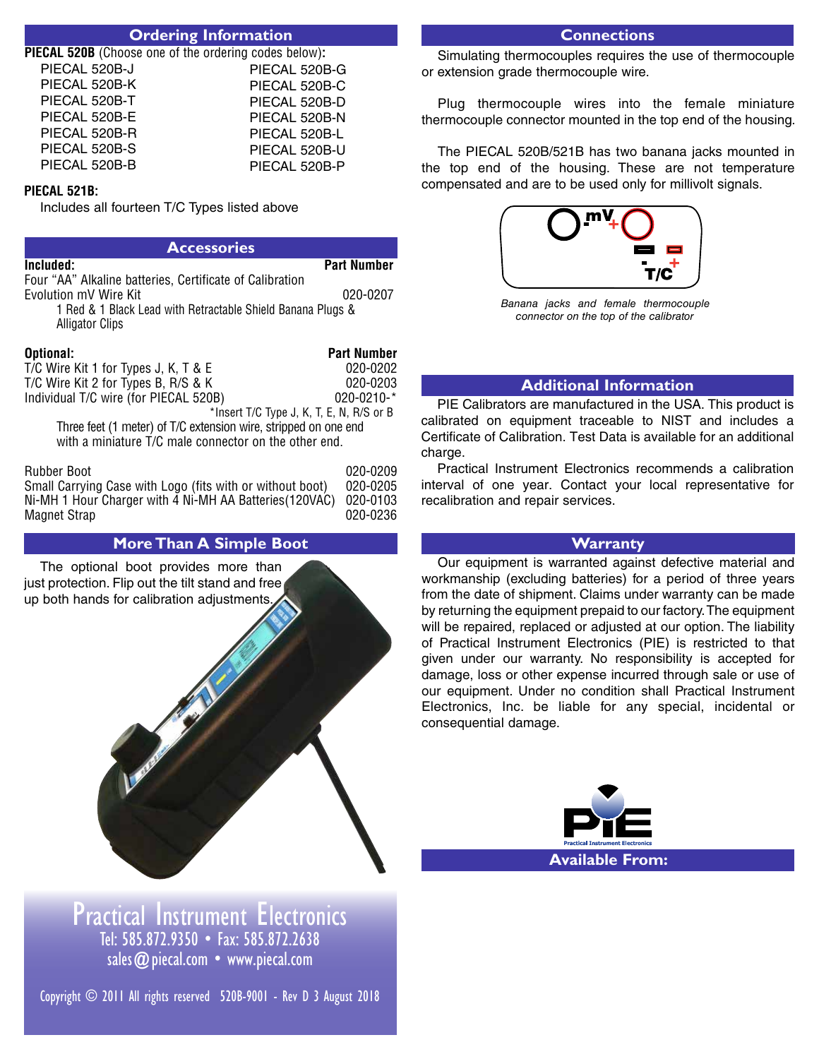## Ordering Information

**PIECAL 520B** (Choose one of the ordering codes below)**:**

| | |
|---|---|
| PIECAL 520B-J | PIECAL 520B-G |
| PIECAL 520B-K | PIECAL 520B-C |
| PIECAL 520B-T | PIECAL 520B-D |
| PIECAL 520B-E | PIECAL 520B-N |
| PIECAL 520B-R | PIECAL 520B-L |
| PIECAL 520B-S | PIECAL 520B-U |
| PIECAL 520B-B | PIECAL 520B-P |

**PIECAL 521B:**

Includes all fourteen T/C Types listed above

## Accessories

| **Included:** | **Part Number** |
|---|---|
| Four "AA" Alkaline batteries, Certificate of Calibration | |
| Evolution mV Wire Kit | 020-0207 |
| 1 Red & 1 Black Lead with Retractable Shield Banana Plugs & Alligator Clips | |

| **Optional:** | **Part Number** |
|---|---|
| T/C Wire Kit 1 for Types J, K, T & E | 020-0202 |
| T/C Wire Kit 2 for Types B, R/S & K | 020-0203 |
| Individual T/C wire (for PIECAL 520B) | 020-0210-* |

*Insert T/C Type J, K, T, E, N, R/S or B

Three feet (1 meter) of T/C extension wire, stripped on one end with a miniature T/C male connector on the other end.

| | |
|---|---|
| Rubber Boot | 020-0209 |
| Small Carrying Case with Logo (fits with or without boot) | 020-0205 |
| Ni-MH 1 Hour Charger with 4 Ni-MH AA Batteries(120VAC) | 020-0103 |
| Magnet Strap | 020-0236 |

## More Than A Simple Boot

The optional boot provides more than just protection. Flip out the tilt stand and free up both hands for calibration adjustments.

## Connections

Simulating thermocouples requires the use of thermocouple or extension grade thermocouple wire.

Plug thermocouple wires into the female miniature thermocouple connector mounted in the top end of the housing.

The PIECAL 520B/521B has two banana jacks mounted in the top end of the housing. These are not temperature compensated and are to be used only for millivolt signals.

- mV +

- T/C +

*Banana jacks and female thermocouple connector on the top of the calibrator*

## Additional Information

PIE Calibrators are manufactured in the USA. This product is calibrated on equipment traceable to NIST and includes a Certificate of Calibration. Test Data is available for an additional charge.

Practical Instrument Electronics recommends a calibration interval of one year. Contact your local representative for recalibration and repair services.

## Warranty

Our equipment is warranted against defective material and workmanship (excluding batteries) for a period of three years from the date of shipment. Claims under warranty can be made by returning the equipment prepaid to our factory. The equipment will be repaired, replaced or adjusted at our option. The liability of Practical Instrument Electronics (PIE) is restricted to that given under our warranty. No responsibility is accepted for damage, loss or other expense incurred through sale or use of our equipment. Under no condition shall Practical Instrument Electronics, Inc. be liable for any special, incidental or consequential damage.

PIE
Practical Instrument Electronics

**Available From:**

Practical Instrument Electronics
Tel: 585.872.9350 • Fax: 585.872.2638
sales@piecal.com • www.piecal.com

Copyright © 2011 All rights reserved 520B-9001 - Rev D 3 August 2018